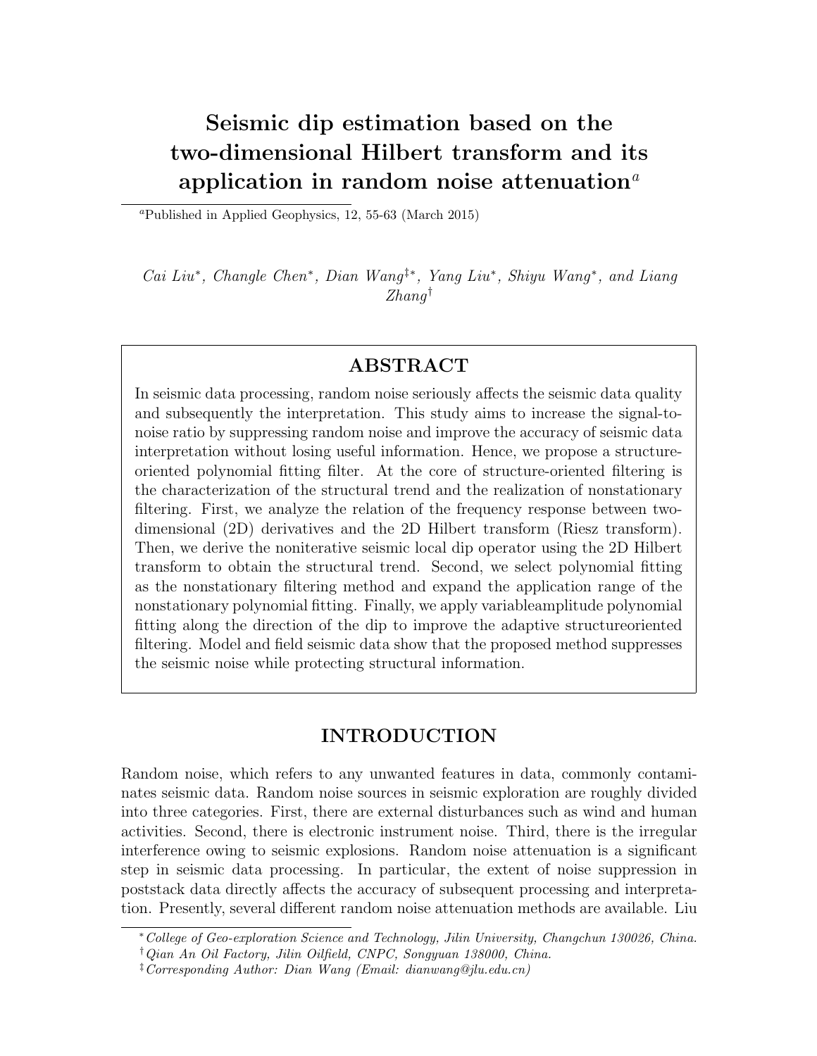# Seismic dip estimation based on the two-dimensional Hilbert transform and its application in random noise attenuation[a]

[a]Published in Applied Geophysics, 12, 55-63 (March 2015)

*Cai Liu*[*], *Changle Chen*[*], *Dian Wang*[‡*], *Yang Liu*[*], *Shiyu Wang*[*], *and Liang Zhang*[†]

## ABSTRACT

In seismic data processing, random noise seriously affects the seismic data quality and subsequently the interpretation. This study aims to increase the signal-to-noise ratio by suppressing random noise and improve the accuracy of seismic data interpretation without losing useful information. Hence, we propose a structure-oriented polynomial fitting filter. At the core of structure-oriented filtering is the characterization of the structural trend and the realization of nonstationary filtering. First, we analyze the relation of the frequency response between two-dimensional (2D) derivatives and the 2D Hilbert transform (Riesz transform). Then, we derive the noniterative seismic local dip operator using the 2D Hilbert transform to obtain the structural trend. Second, we select polynomial fitting as the nonstationary filtering method and expand the application range of the nonstationary polynomial fitting. Finally, we apply variableamplitude polynomial fitting along the direction of the dip to improve the adaptive structureoriented filtering. Model and field seismic data show that the proposed method suppresses the seismic noise while protecting structural information.

## INTRODUCTION

Random noise, which refers to any unwanted features in data, commonly contaminates seismic data. Random noise sources in seismic exploration are roughly divided into three categories. First, there are external disturbances such as wind and human activities. Second, there is electronic instrument noise. Third, there is the irregular interference owing to seismic explosions. Random noise attenuation is a significant step in seismic data processing. In particular, the extent of noise suppression in poststack data directly affects the accuracy of subsequent processing and interpretation. Presently, several different random noise attenuation methods are available. Liu

[*]*College of Geo-exploration Science and Technology, Jilin University, Changchun 130026, China.*
[†]*Qian An Oil Factory, Jilin Oilfield, CNPC, Songyuan 138000, China.*
[‡]*Corresponding Author: Dian Wang (Email: dianwang@jlu.edu.cn)*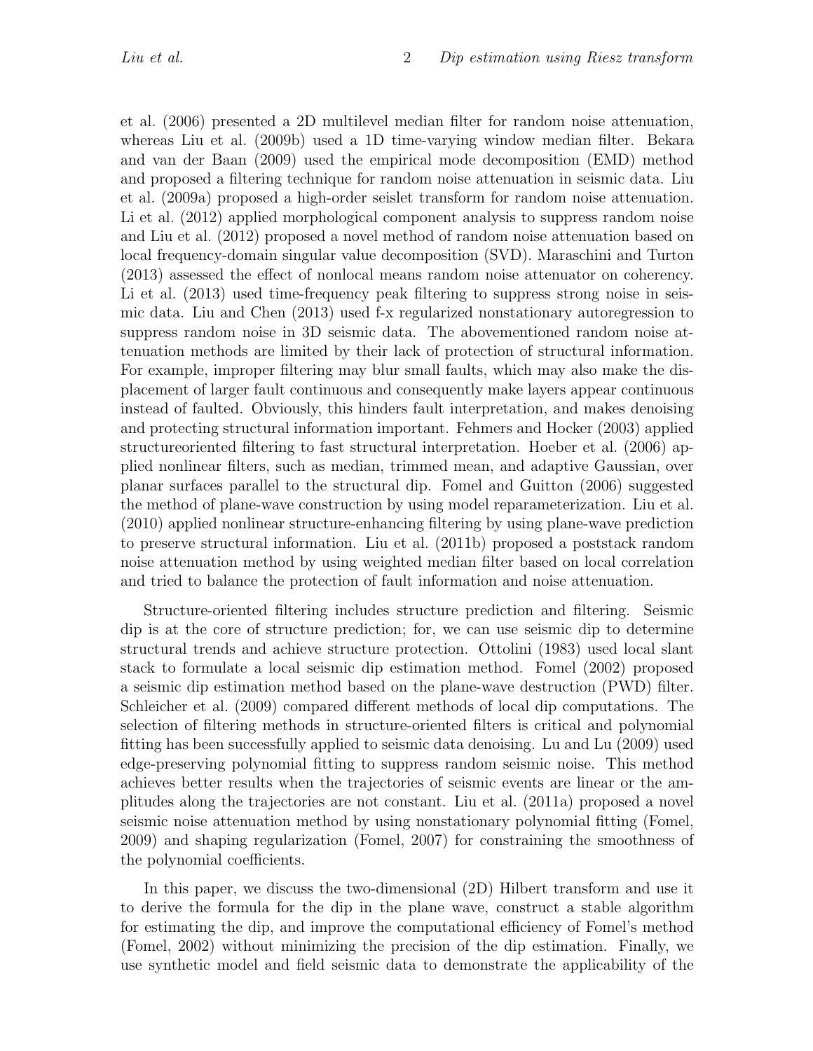et al. (2006) presented a 2D multilevel median filter for random noise attenuation, whereas Liu et al. (2009b) used a 1D time-varying window median filter. Bekara and van der Baan (2009) used the empirical mode decomposition (EMD) method and proposed a filtering technique for random noise attenuation in seismic data. Liu et al. (2009a) proposed a high-order seislet transform for random noise attenuation. Li et al. (2012) applied morphological component analysis to suppress random noise and Liu et al. (2012) proposed a novel method of random noise attenuation based on local frequency-domain singular value decomposition (SVD). Maraschini and Turton (2013) assessed the effect of nonlocal means random noise attenuator on coherency. Li et al. (2013) used time-frequency peak filtering to suppress strong noise in seismic data. Liu and Chen (2013) used f-x regularized nonstationary autoregression to suppress random noise in 3D seismic data. The abovementioned random noise attenuation methods are limited by their lack of protection of structural information. For example, improper filtering may blur small faults, which may also make the displacement of larger fault continuous and consequently make layers appear continuous instead of faulted. Obviously, this hinders fault interpretation, and makes denoising and protecting structural information important. Fehmers and Hocker (2003) applied structureoriented filtering to fast structural interpretation. Hoeber et al. (2006) applied nonlinear filters, such as median, trimmed mean, and adaptive Gaussian, over planar surfaces parallel to the structural dip. Fomel and Guitton (2006) suggested the method of plane-wave construction by using model reparameterization. Liu et al. (2010) applied nonlinear structure-enhancing filtering by using plane-wave prediction to preserve structural information. Liu et al. (2011b) proposed a poststack random noise attenuation method by using weighted median filter based on local correlation and tried to balance the protection of fault information and noise attenuation.

Structure-oriented filtering includes structure prediction and filtering. Seismic dip is at the core of structure prediction; for, we can use seismic dip to determine structural trends and achieve structure protection. Ottolini (1983) used local slant stack to formulate a local seismic dip estimation method. Fomel (2002) proposed a seismic dip estimation method based on the plane-wave destruction (PWD) filter. Schleicher et al. (2009) compared different methods of local dip computations. The selection of filtering methods in structure-oriented filters is critical and polynomial fitting has been successfully applied to seismic data denoising. Lu and Lu (2009) used edge-preserving polynomial fitting to suppress random seismic noise. This method achieves better results when the trajectories of seismic events are linear or the amplitudes along the trajectories are not constant. Liu et al. (2011a) proposed a novel seismic noise attenuation method by using nonstationary polynomial fitting (Fomel, 2009) and shaping regularization (Fomel, 2007) for constraining the smoothness of the polynomial coefficients.

In this paper, we discuss the two-dimensional (2D) Hilbert transform and use it to derive the formula for the dip in the plane wave, construct a stable algorithm for estimating the dip, and improve the computational efficiency of Fomel's method (Fomel, 2002) without minimizing the precision of the dip estimation. Finally, we use synthetic model and field seismic data to demonstrate the applicability of the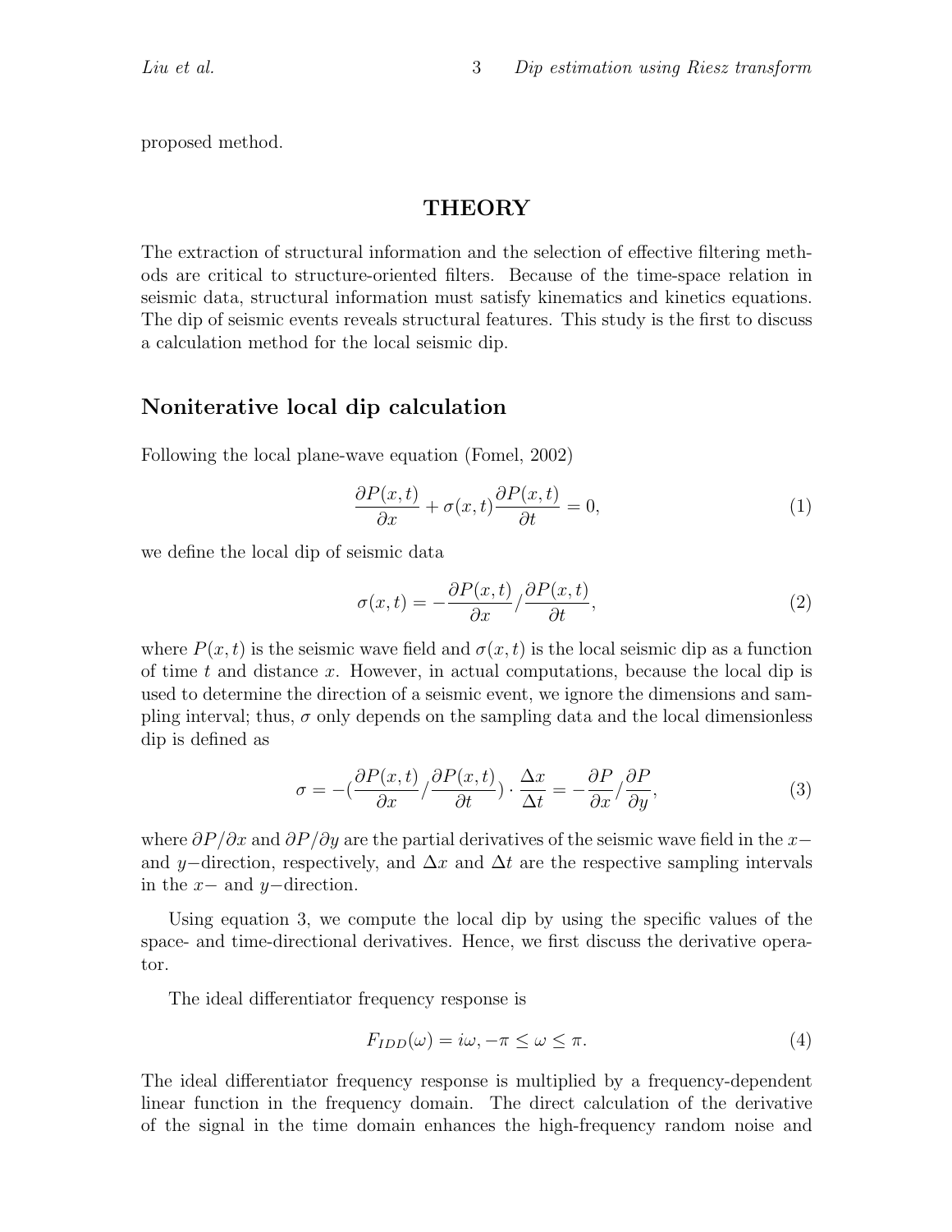proposed method.

# THEORY

The extraction of structural information and the selection of effective filtering methods are critical to structure-oriented filters. Because of the time-space relation in seismic data, structural information must satisfy kinematics and kinetics equations. The dip of seismic events reveals structural features. This study is the first to discuss a calculation method for the local seismic dip.

## Noniterative local dip calculation

Following the local plane-wave equation (Fomel, 2002)

$$\frac{\partial P(x,t)}{\partial x} + \sigma(x,t)\frac{\partial P(x,t)}{\partial t} = 0, \tag{1}$$

we define the local dip of seismic data

$$\sigma(x,t) = -\frac{\partial P(x,t)}{\partial x} / \frac{\partial P(x,t)}{\partial t}, \tag{2}$$

where $P(x,t)$ is the seismic wave field and $\sigma(x,t)$ is the local seismic dip as a function of time $t$ and distance $x$. However, in actual computations, because the local dip is used to determine the direction of a seismic event, we ignore the dimensions and sampling interval; thus, $\sigma$ only depends on the sampling data and the local dimensionless dip is defined as

$$\sigma = -(\frac{\partial P(x,t)}{\partial x} / \frac{\partial P(x,t)}{\partial t}) \cdot \frac{\Delta x}{\Delta t} = -\frac{\partial P}{\partial x} / \frac{\partial P}{\partial y}, \tag{3}$$

where $\partial P/\partial x$ and $\partial P/\partial y$ are the partial derivatives of the seismic wave field in the $x-$ and $y-$direction, respectively, and $\Delta x$ and $\Delta t$ are the respective sampling intervals in the $x-$ and $y-$direction.

Using equation 3, we compute the local dip by using the specific values of the space- and time-directional derivatives. Hence, we first discuss the derivative operator.

The ideal differentiator frequency response is

$$F_{IDD}(\omega) = i\omega, -\pi \leq \omega \leq \pi. \tag{4}$$

The ideal differentiator frequency response is multiplied by a frequency-dependent linear function in the frequency domain. The direct calculation of the derivative of the signal in the time domain enhances the high-frequency random noise and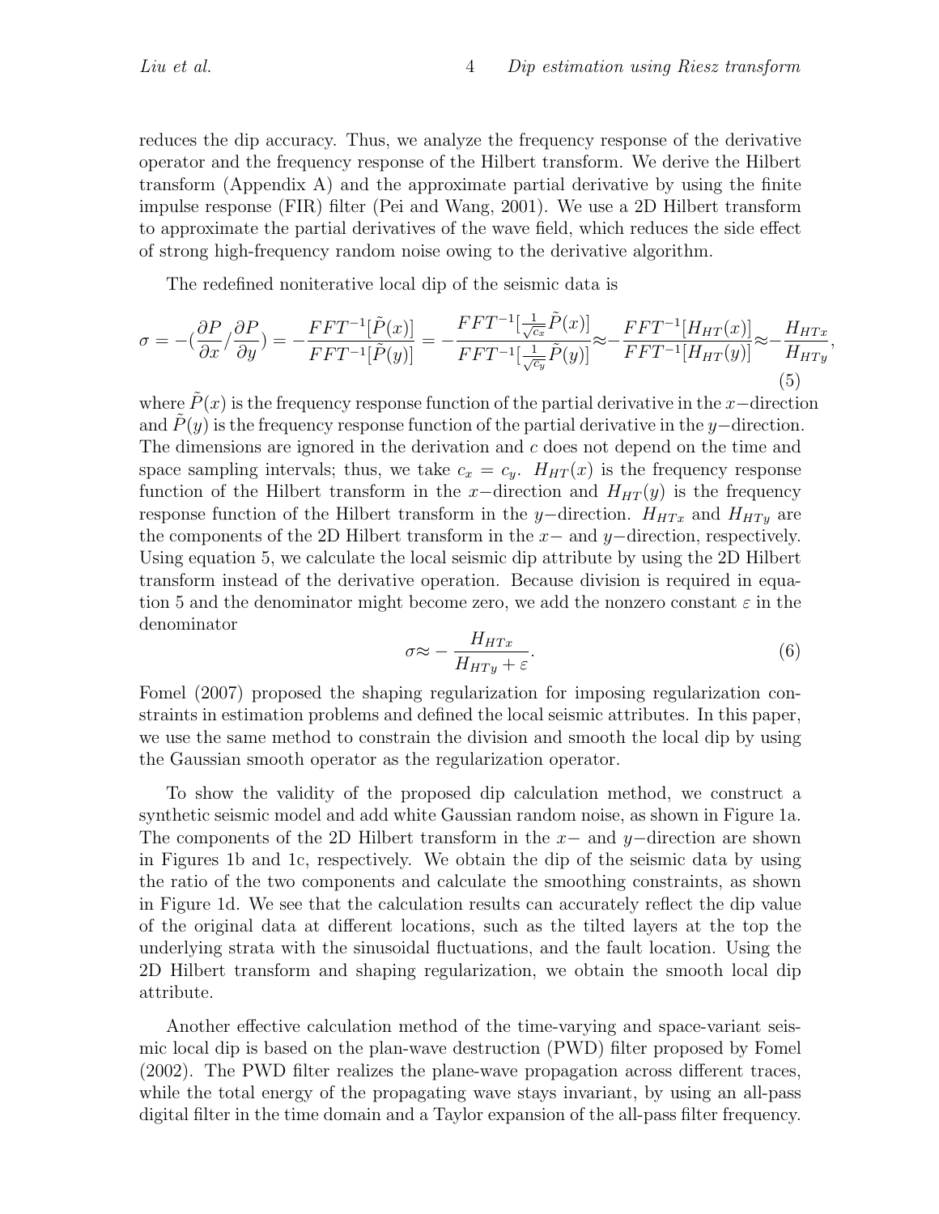reduces the dip accuracy. Thus, we analyze the frequency response of the derivative operator and the frequency response of the Hilbert transform. We derive the Hilbert transform (Appendix A) and the approximate partial derivative by using the finite impulse response (FIR) filter (Pei and Wang, 2001). We use a 2D Hilbert transform to approximate the partial derivatives of the wave field, which reduces the side effect of strong high-frequency random noise owing to the derivative algorithm.

The redefined noniterative local dip of the seismic data is

$$\sigma = -(\frac{\partial P}{\partial x}/\frac{\partial P}{\partial y}) = -\frac{FFT^{-1}[\tilde{P}(x)]}{FFT^{-1}[\tilde{P}(y)]} = -\frac{FFT^{-1}[\frac{1}{\sqrt{c_x}}\tilde{P}(x)]}{FFT^{-1}[\frac{1}{\sqrt{c_y}}\tilde{P}(y)]} \approx -\frac{FFT^{-1}[H_{HT}(x)]}{FFT^{-1}[H_{HT}(y)]} \approx -\frac{H_{HTx}}{H_{HTy}}, \tag{5}$$

where $\tilde{P}(x)$ is the frequency response function of the partial derivative in the $x-$direction and $\tilde{P}(y)$ is the frequency response function of the partial derivative in the $y-$direction. The dimensions are ignored in the derivation and $c$ does not depend on the time and space sampling intervals; thus, we take $c_x = c_y$. $H_{HT}(x)$ is the frequency response function of the Hilbert transform in the $x-$direction and $H_{HT}(y)$ is the frequency response function of the Hilbert transform in the $y-$direction. $H_{HTx}$ and $H_{HTy}$ are the components of the 2D Hilbert transform in the $x-$ and $y-$direction, respectively. Using equation 5, we calculate the local seismic dip attribute by using the 2D Hilbert transform instead of the derivative operation. Because division is required in equation 5 and the denominator might become zero, we add the nonzero constant $\varepsilon$ in the denominator

$$\sigma \approx -\frac{H_{HTx}}{H_{HTy} + \varepsilon}. \tag{6}$$

Fomel (2007) proposed the shaping regularization for imposing regularization constraints in estimation problems and defined the local seismic attributes. In this paper, we use the same method to constrain the division and smooth the local dip by using the Gaussian smooth operator as the regularization operator.

To show the validity of the proposed dip calculation method, we construct a synthetic seismic model and add white Gaussian random noise, as shown in Figure 1a. The components of the 2D Hilbert transform in the $x-$ and $y-$direction are shown in Figures 1b and 1c, respectively. We obtain the dip of the seismic data by using the ratio of the two components and calculate the smoothing constraints, as shown in Figure 1d. We see that the calculation results can accurately reflect the dip value of the original data at different locations, such as the tilted layers at the top the underlying strata with the sinusoidal fluctuations, and the fault location. Using the 2D Hilbert transform and shaping regularization, we obtain the smooth local dip attribute.

Another effective calculation method of the time-varying and space-variant seismic local dip is based on the plan-wave destruction (PWD) filter proposed by Fomel (2002). The PWD filter realizes the plane-wave propagation across different traces, while the total energy of the propagating wave stays invariant, by using an all-pass digital filter in the time domain and a Taylor expansion of the all-pass filter frequency.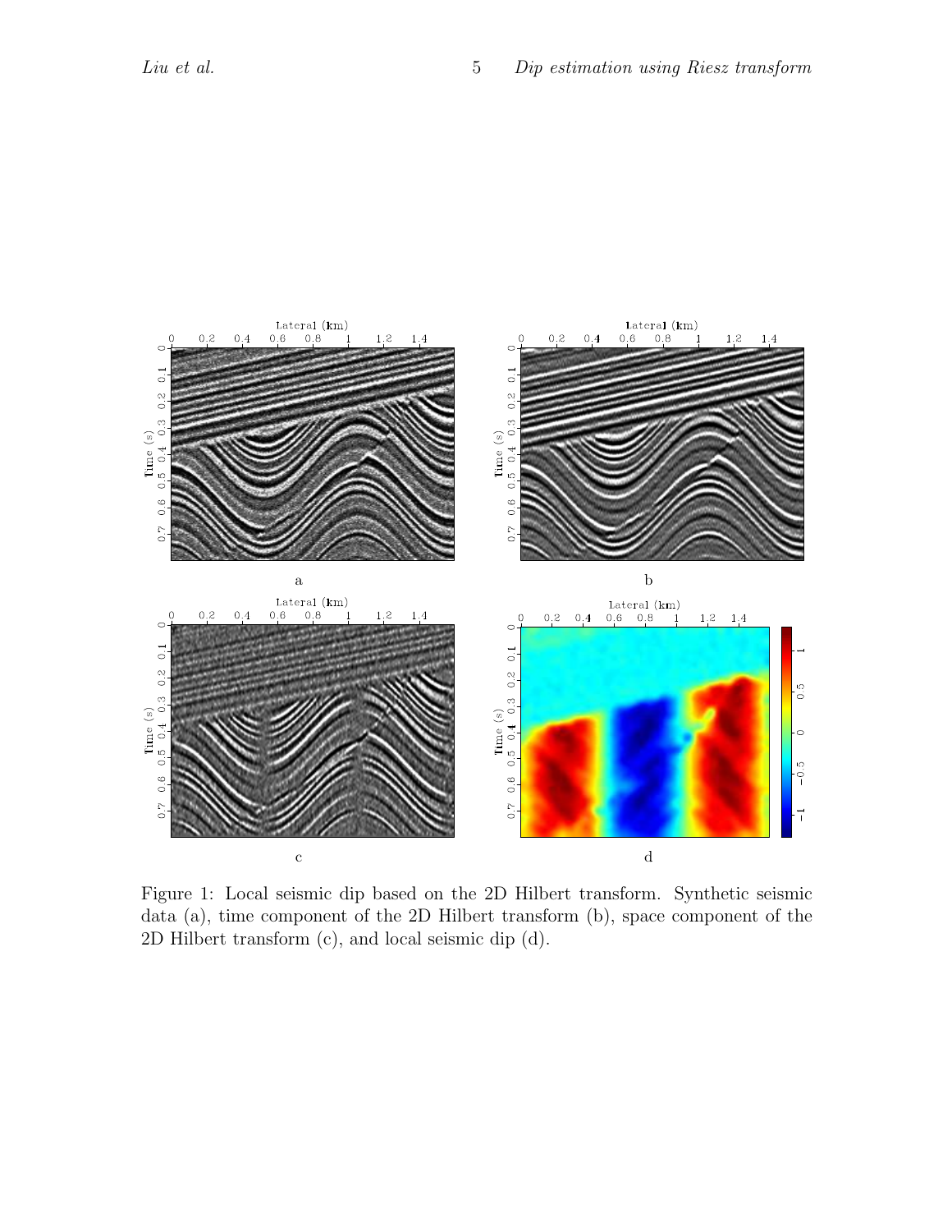Figure 1: Local seismic dip based on the 2D Hilbert transform. Synthetic seismic data (a), time component of the 2D Hilbert transform (b), space component of the 2D Hilbert transform (c), and local seismic dip (d).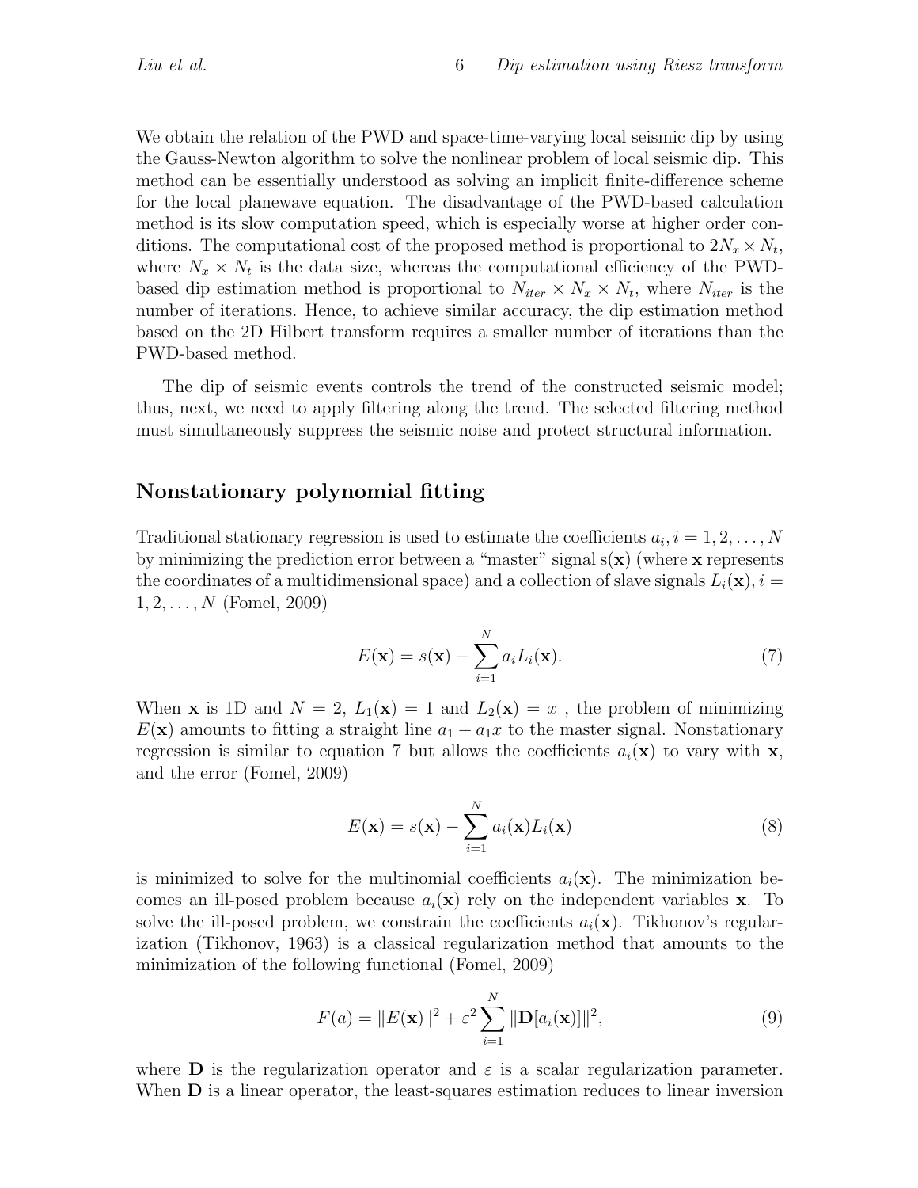We obtain the relation of the PWD and space-time-varying local seismic dip by using the Gauss-Newton algorithm to solve the nonlinear problem of local seismic dip. This method can be essentially understood as solving an implicit finite-difference scheme for the local planewave equation. The disadvantage of the PWD-based calculation method is its slow computation speed, which is especially worse at higher order conditions. The computational cost of the proposed method is proportional to $2N_x \times N_t$, where $N_x \times N_t$ is the data size, whereas the computational efficiency of the PWD-based dip estimation method is proportional to $N_{iter} \times N_x \times N_t$, where $N_{iter}$ is the number of iterations. Hence, to achieve similar accuracy, the dip estimation method based on the 2D Hilbert transform requires a smaller number of iterations than the PWD-based method.

The dip of seismic events controls the trend of the constructed seismic model; thus, next, we need to apply filtering along the trend. The selected filtering method must simultaneously suppress the seismic noise and protect structural information.

## Nonstationary polynomial fitting

Traditional stationary regression is used to estimate the coefficients $a_i, i = 1, 2, \ldots, N$ by minimizing the prediction error between a "master" signal $s(\mathbf{x})$ (where $\mathbf{x}$ represents the coordinates of a multidimensional space) and a collection of slave signals $L_i(\mathbf{x}), i = 1, 2, \ldots, N$ (Fomel, 2009)

$$E(\mathbf{x}) = s(\mathbf{x}) - \sum_{i=1}^{N} a_i L_i(\mathbf{x}). \tag{7}$$

When $\mathbf{x}$ is 1D and $N = 2$, $L_1(\mathbf{x}) = 1$ and $L_2(\mathbf{x}) = x$ , the problem of minimizing $E(\mathbf{x})$ amounts to fitting a straight line $a_1 + a_1 x$ to the master signal. Nonstationary regression is similar to equation 7 but allows the coefficients $a_i(\mathbf{x})$ to vary with $\mathbf{x}$, and the error (Fomel, 2009)

$$E(\mathbf{x}) = s(\mathbf{x}) - \sum_{i=1}^{N} a_i(\mathbf{x}) L_i(\mathbf{x}) \tag{8}$$

is minimized to solve for the multinomial coefficients $a_i(\mathbf{x})$. The minimization becomes an ill-posed problem because $a_i(\mathbf{x})$ rely on the independent variables $\mathbf{x}$. To solve the ill-posed problem, we constrain the coefficients $a_i(\mathbf{x})$. Tikhonov's regularization (Tikhonov, 1963) is a classical regularization method that amounts to the minimization of the following functional (Fomel, 2009)

$$F(a) = \|E(\mathbf{x})\|^2 + \varepsilon^2 \sum_{i=1}^{N} \|\mathbf{D}[a_i(\mathbf{x})]\|^2, \tag{9}$$

where $\mathbf{D}$ is the regularization operator and $\varepsilon$ is a scalar regularization parameter. When $\mathbf{D}$ is a linear operator, the least-squares estimation reduces to linear inversion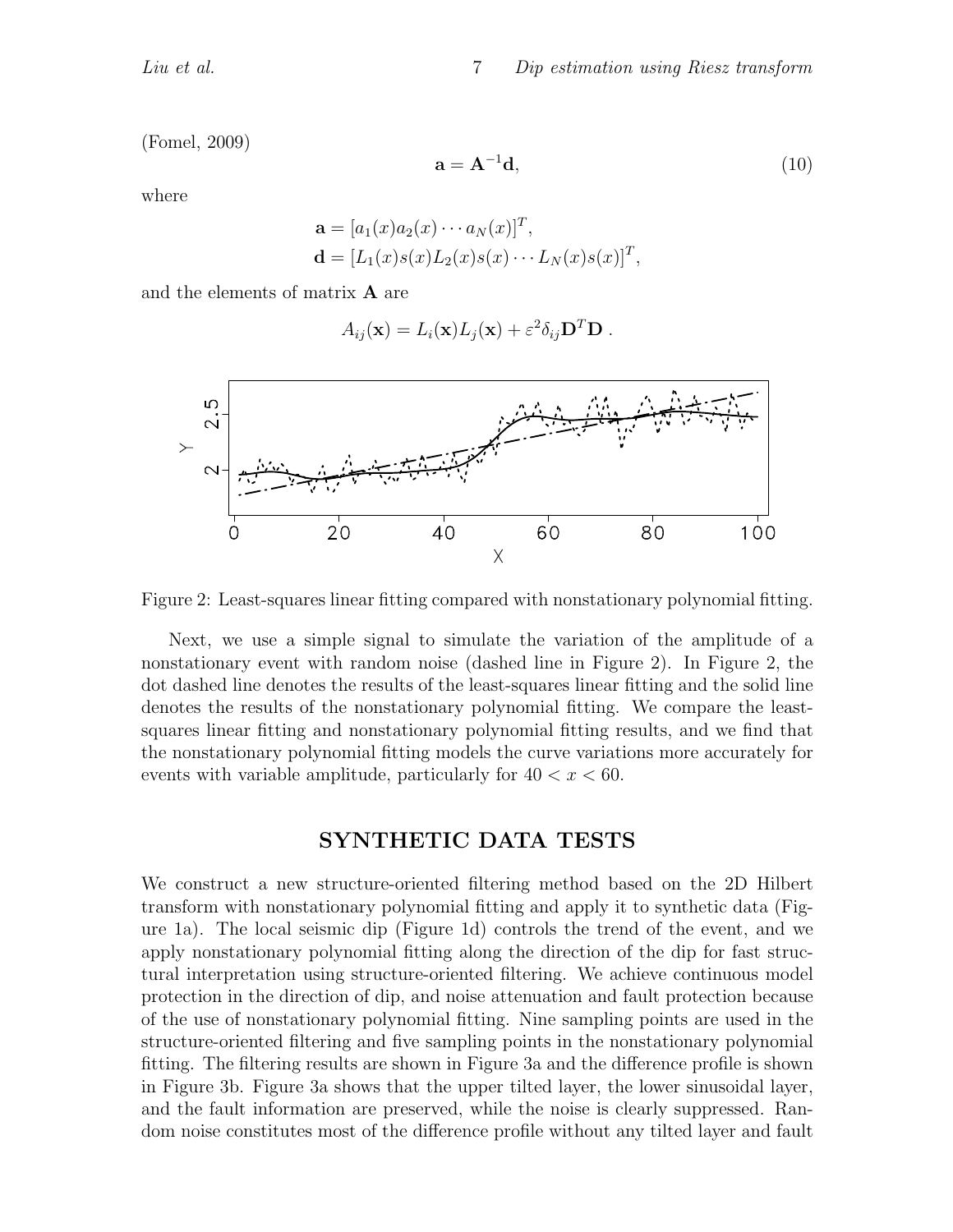(Fomel, 2009)

$$\mathbf{a} = \mathbf{A}^{-1}\mathbf{d}, \tag{10}$$

where

$$\mathbf{a} = [a_1(x)a_2(x)\cdots a_N(x)]^T,$$
$$\mathbf{d} = [L_1(x)s(x)L_2(x)s(x)\cdots L_N(x)s(x)]^T,$$

and the elements of matrix $\mathbf{A}$ are

$$A_{ij}(\mathbf{x}) = L_i(\mathbf{x})L_j(\mathbf{x}) + \varepsilon^2\delta_{ij}\mathbf{D}^T\mathbf{D}\ .$$

Figure 2: Least-squares linear fitting compared with nonstationary polynomial fitting.

Next, we use a simple signal to simulate the variation of the amplitude of a nonstationary event with random noise (dashed line in Figure 2). In Figure 2, the dot dashed line denotes the results of the least-squares linear fitting and the solid line denotes the results of the nonstationary polynomial fitting. We compare the least-squares linear fitting and nonstationary polynomial fitting results, and we find that the nonstationary polynomial fitting models the curve variations more accurately for events with variable amplitude, particularly for $40 < x < 60$.

## SYNTHETIC DATA TESTS

We construct a new structure-oriented filtering method based on the 2D Hilbert transform with nonstationary polynomial fitting and apply it to synthetic data (Figure 1a). The local seismic dip (Figure 1d) controls the trend of the event, and we apply nonstationary polynomial fitting along the direction of the dip for fast structural interpretation using structure-oriented filtering. We achieve continuous model protection in the direction of dip, and noise attenuation and fault protection because of the use of nonstationary polynomial fitting. Nine sampling points are used in the structure-oriented filtering and five sampling points in the nonstationary polynomial fitting. The filtering results are shown in Figure 3a and the difference profile is shown in Figure 3b. Figure 3a shows that the upper tilted layer, the lower sinusoidal layer, and the fault information are preserved, while the noise is clearly suppressed. Random noise constitutes most of the difference profile without any tilted layer and fault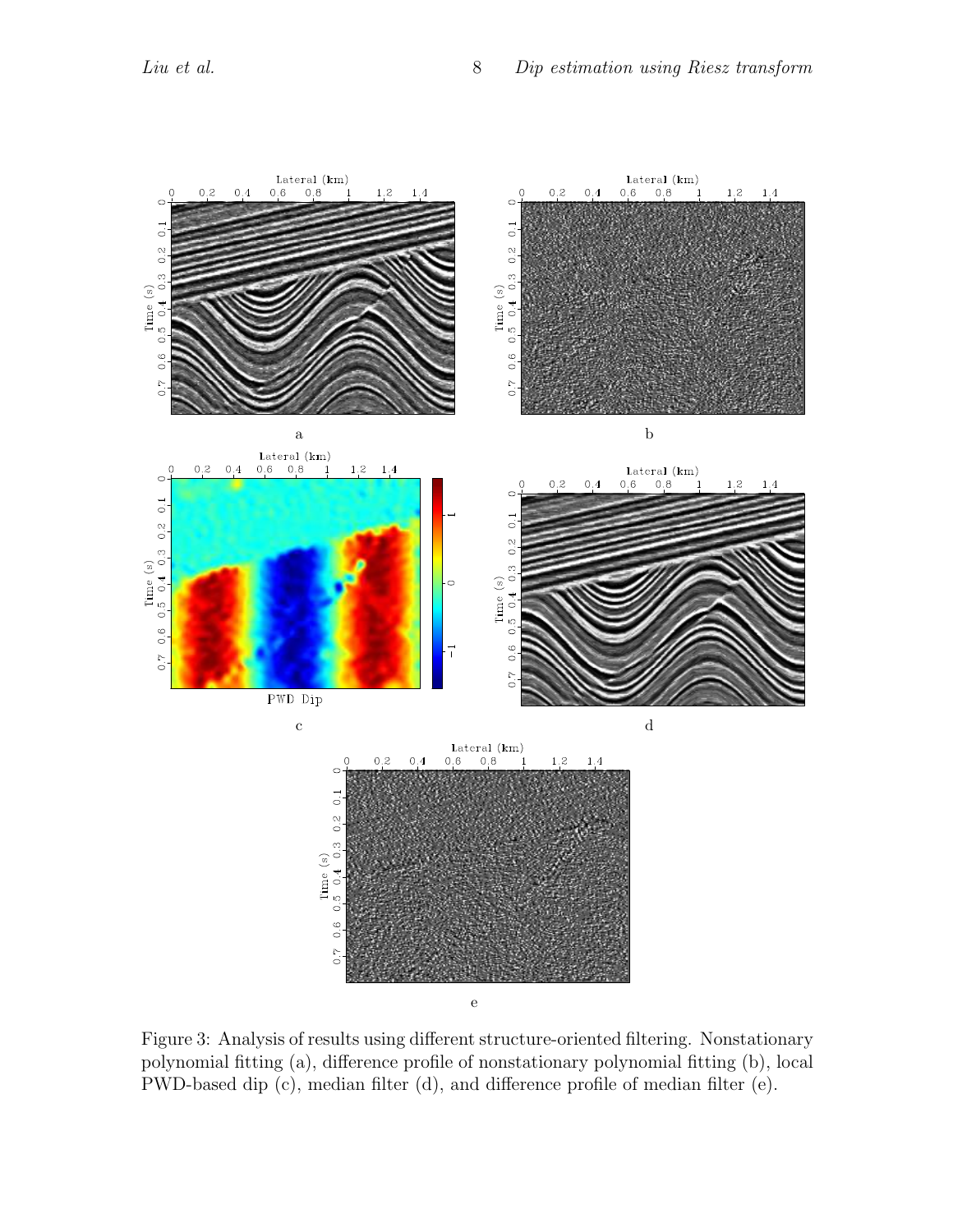Figure 3: Analysis of results using different structure-oriented filtering. Nonstationary polynomial fitting (a), difference profile of nonstationary polynomial fitting (b), local PWD-based dip (c), median filter (d), and difference profile of median filter (e).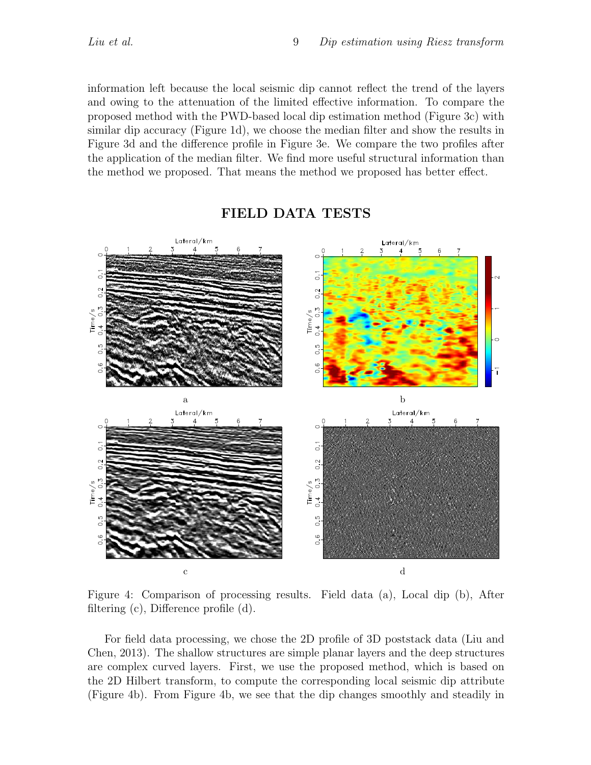information left because the local seismic dip cannot reflect the trend of the layers and owing to the attenuation of the limited effective information. To compare the proposed method with the PWD-based local dip estimation method (Figure 3c) with similar dip accuracy (Figure 1d), we choose the median filter and show the results in Figure 3d and the difference profile in Figure 3e. We compare the two profiles after the application of the median filter. We find more useful structural information than the method we proposed. That means the method we proposed has better effect.

## FIELD DATA TESTS

Figure 4: Comparison of processing results. Field data (a), Local dip (b), After filtering (c), Difference profile (d).

For field data processing, we chose the 2D profile of 3D poststack data (Liu and Chen, 2013). The shallow structures are simple planar layers and the deep structures are complex curved layers. First, we use the proposed method, which is based on the 2D Hilbert transform, to compute the corresponding local seismic dip attribute (Figure 4b). From Figure 4b, we see that the dip changes smoothly and steadily in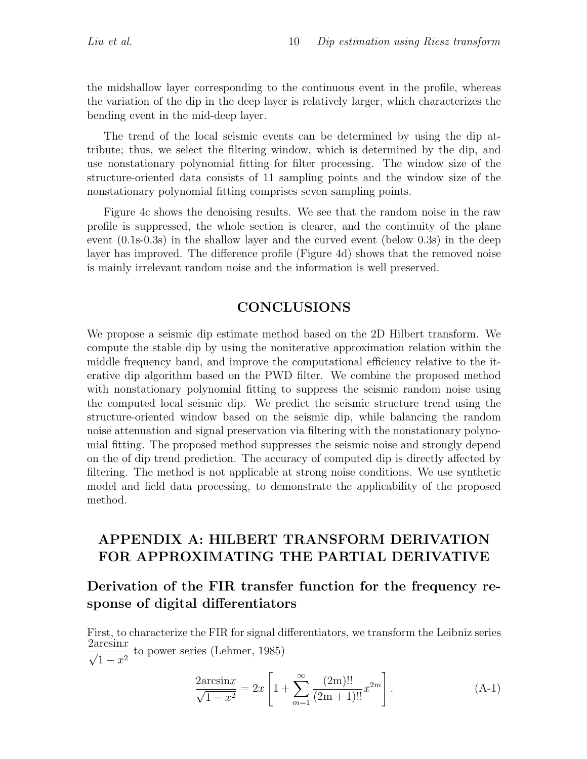the midshallow layer corresponding to the continuous event in the profile, whereas the variation of the dip in the deep layer is relatively larger, which characterizes the bending event in the mid-deep layer.

The trend of the local seismic events can be determined by using the dip attribute; thus, we select the filtering window, which is determined by the dip, and use nonstationary polynomial fitting for filter processing. The window size of the structure-oriented data consists of 11 sampling points and the window size of the nonstationary polynomial fitting comprises seven sampling points.

Figure 4c shows the denoising results. We see that the random noise in the raw profile is suppressed, the whole section is clearer, and the continuity of the plane event (0.1s-0.3s) in the shallow layer and the curved event (below 0.3s) in the deep layer has improved. The difference profile (Figure 4d) shows that the removed noise is mainly irrelevant random noise and the information is well preserved.

## CONCLUSIONS

We propose a seismic dip estimate method based on the 2D Hilbert transform. We compute the stable dip by using the noniterative approximation relation within the middle frequency band, and improve the computational efficiency relative to the iterative dip algorithm based on the PWD filter. We combine the proposed method with nonstationary polynomial fitting to suppress the seismic random noise using the computed local seismic dip. We predict the seismic structure trend using the structure-oriented window based on the seismic dip, while balancing the random noise attenuation and signal preservation via filtering with the nonstationary polynomial fitting. The proposed method suppresses the seismic noise and strongly depend on the of dip trend prediction. The accuracy of computed dip is directly affected by filtering. The method is not applicable at strong noise conditions. We use synthetic model and field data processing, to demonstrate the applicability of the proposed method.

## APPENDIX A: HILBERT TRANSFORM DERIVATION FOR APPROXIMATING THE PARTIAL DERIVATIVE

### Derivation of the FIR transfer function for the frequency response of digital differentiators

First, to characterize the FIR for signal differentiators, we transform the Leibniz series $\frac{2\arcsin x}{\sqrt{1-x^2}}$ to power series (Lehmer, 1985)

$$\frac{2\arcsin x}{\sqrt{1-x^2}} = 2x\left[1+\sum_{m=1}^{\infty}\frac{(2m)!!}{(2m+1)!!}x^{2m}\right]. \tag{A-1}$$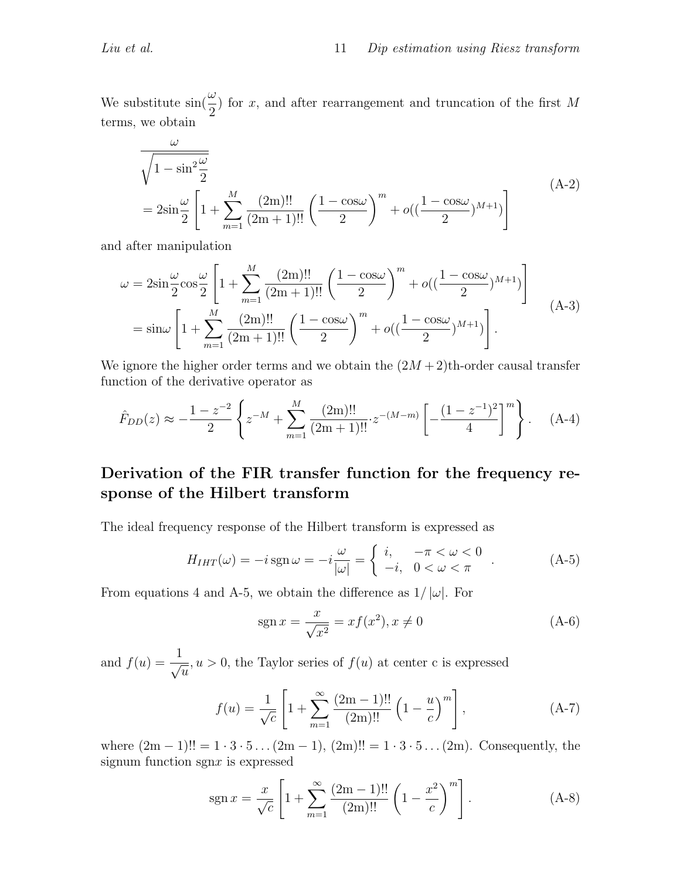We substitute $\sin(\frac{\omega}{2})$ for $x$, and after rearrangement and truncation of the first $M$ terms, we obtain

$$
\begin{aligned}
&\frac{\omega}{\sqrt{1-\sin^2\frac{\omega}{2}}} \\
&= 2\sin\frac{\omega}{2}\left[1+\sum_{m=1}^{M}\frac{(2\mathrm{m})!!}{(2\mathrm{m}+1)!!}\left(\frac{1-\cos\omega}{2}\right)^m + o((\frac{1-\cos\omega}{2})^{M+1})\right]
\end{aligned}
\tag{A-2}
$$

and after manipulation

$$
\begin{aligned}
\omega &= 2\sin\frac{\omega}{2}\cos\frac{\omega}{2}\left[1+\sum_{m=1}^{M}\frac{(2\mathrm{m})!!}{(2\mathrm{m}+1)!!}\left(\frac{1-\cos\omega}{2}\right)^m + o((\frac{1-\cos\omega}{2})^{M+1})\right] \\
&= \sin\omega\left[1+\sum_{m=1}^{M}\frac{(2\mathrm{m})!!}{(2\mathrm{m}+1)!!}\left(\frac{1-\cos\omega}{2}\right)^m + o((\frac{1-\cos\omega}{2})^{M+1})\right].
\end{aligned}
\tag{A-3}
$$

We ignore the higher order terms and we obtain the $(2M+2)$th-order causal transfer function of the derivative operator as

$$
\hat{F}_{DD}(z) \approx -\frac{1-z^{-2}}{2}\left\{z^{-M}+\sum_{m=1}^{M}\frac{(2\mathrm{m})!!}{(2\mathrm{m}+1)!!}\cdot z^{-(M-m)}\left[-\frac{(1-z^{-1})^2}{4}\right]^m\right\}. \tag{A-4}
$$

## Derivation of the FIR transfer function for the frequency response of the Hilbert transform

The ideal frequency response of the Hilbert transform is expressed as

$$
H_{IHT}(\omega) = -i\,\mathrm{sgn}\,\omega = -i\frac{\omega}{|\omega|} = \begin{cases} i, & -\pi<\omega<0 \\ -i, & 0<\omega<\pi \end{cases}. \tag{A-5}
$$

From equations 4 and A-5, we obtain the difference as $1/|\omega|$. For

$$
\mathrm{sgn}\,x = \frac{x}{\sqrt{x^2}} = xf(x^2), x\neq 0 \tag{A-6}
$$

and $f(u)=\frac{1}{\sqrt{u}}, u>0$, the Taylor series of $f(u)$ at center c is expressed

$$
f(u) = \frac{1}{\sqrt{c}}\left[1+\sum_{m=1}^{\infty}\frac{(2\mathrm{m}-1)!!}{(2\mathrm{m})!!}\left(1-\frac{u}{c}\right)^m\right], \tag{A-7}
$$

where $(2\mathrm{m}-1)!! = 1\cdot 3\cdot 5\ldots(2\mathrm{m}-1)$, $(2\mathrm{m})!! = 1\cdot 3\cdot 5\ldots(2\mathrm{m})$. Consequently, the signum function $\mathrm{sgn}x$ is expressed

$$
\mathrm{sgn}\,x = \frac{x}{\sqrt{c}}\left[1+\sum_{m=1}^{\infty}\frac{(2\mathrm{m}-1)!!}{(2\mathrm{m})!!}\left(1-\frac{x^2}{c}\right)^m\right]. \tag{A-8}
$$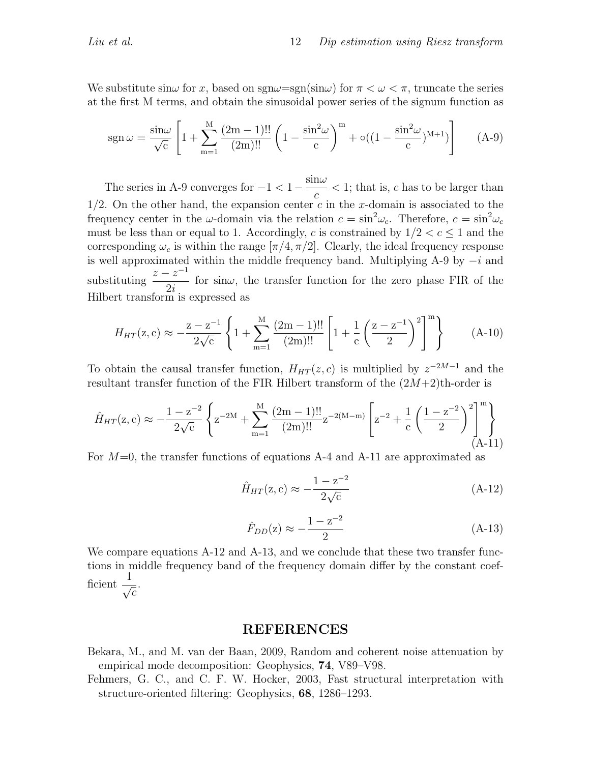We substitute sin$\omega$ for $x$, based on sgn$\omega$=sgn(sin$\omega$) for $\pi < \omega < \pi$, truncate the series at the first M terms, and obtain the sinusoidal power series of the signum function as

$$\mathrm{sgn}\,\omega = \frac{\sin\omega}{\sqrt{c}}\left[1+\sum_{m=1}^{M}\frac{(2m-1)!!}{(2m)!!}\left(1-\frac{\sin^2\omega}{c}\right)^m + \circ((1-\frac{\sin^2\omega}{c})^{M+1})\right] \tag{A-9}$$

The series in A-9 converges for $-1 < 1-\dfrac{\sin\omega}{c} < 1$; that is, $c$ has to be larger than 1/2. On the other hand, the expansion center $c$ in the $x$-domain is associated to the frequency center in the $\omega$-domain via the relation $c = \sin^2\omega_c$. Therefore, $c = \sin^2\omega_c$ must be less than or equal to 1. Accordingly, $c$ is constrained by $1/2 < c \leq 1$ and the corresponding $\omega_c$ is within the range $[\pi/4, \pi/2]$. Clearly, the ideal frequency response is well approximated within the middle frequency band. Multiplying A-9 by $-i$ and substituting $\dfrac{z-z^{-1}}{2i}$ for sin$\omega$, the transfer function for the zero phase FIR of the Hilbert transform is expressed as

$$H_{HT}(z,c) \approx -\frac{z-z^{-1}}{2\sqrt{c}}\left\{1+\sum_{m=1}^{M}\frac{(2m-1)!!}{(2m)!!}\left[1+\frac{1}{c}\left(\frac{z-z^{-1}}{2}\right)^2\right]^m\right\} \tag{A-10}$$

To obtain the causal transfer function, $H_{HT}(z,c)$ is multiplied by $z^{-2M-1}$ and the resultant transfer function of the FIR Hilbert transform of the $(2M+2)$th-order is

$$\hat{H}_{HT}(z,c) \approx -\frac{1-z^{-2}}{2\sqrt{c}}\left\{z^{-2M}+\sum_{m=1}^{M}\frac{(2m-1)!!}{(2m)!!}z^{-2(M-m)}\left[z^{-2}+\frac{1}{c}\left(\frac{1-z^{-2}}{2}\right)^2\right]^m\right\} \tag{A-11}$$

For $M$=0, the transfer functions of equations A-4 and A-11 are approximated as

$$\hat{H}_{HT}(z,c) \approx -\frac{1-z^{-2}}{2\sqrt{c}} \tag{A-12}$$

$$\hat{F}_{DD}(z) \approx -\frac{1-z^{-2}}{2} \tag{A-13}$$

We compare equations A-12 and A-13, and we conclude that these two transfer functions in middle frequency band of the frequency domain differ by the constant coefficient $\dfrac{1}{\sqrt{c}}$.

## REFERENCES

Bekara, M., and M. van der Baan, 2009, Random and coherent noise attenuation by empirical mode decomposition: Geophysics, **74**, V89–V98.

Fehmers, G. C., and C. F. W. Hocker, 2003, Fast structural interpretation with structure-oriented filtering: Geophysics, **68**, 1286–1293.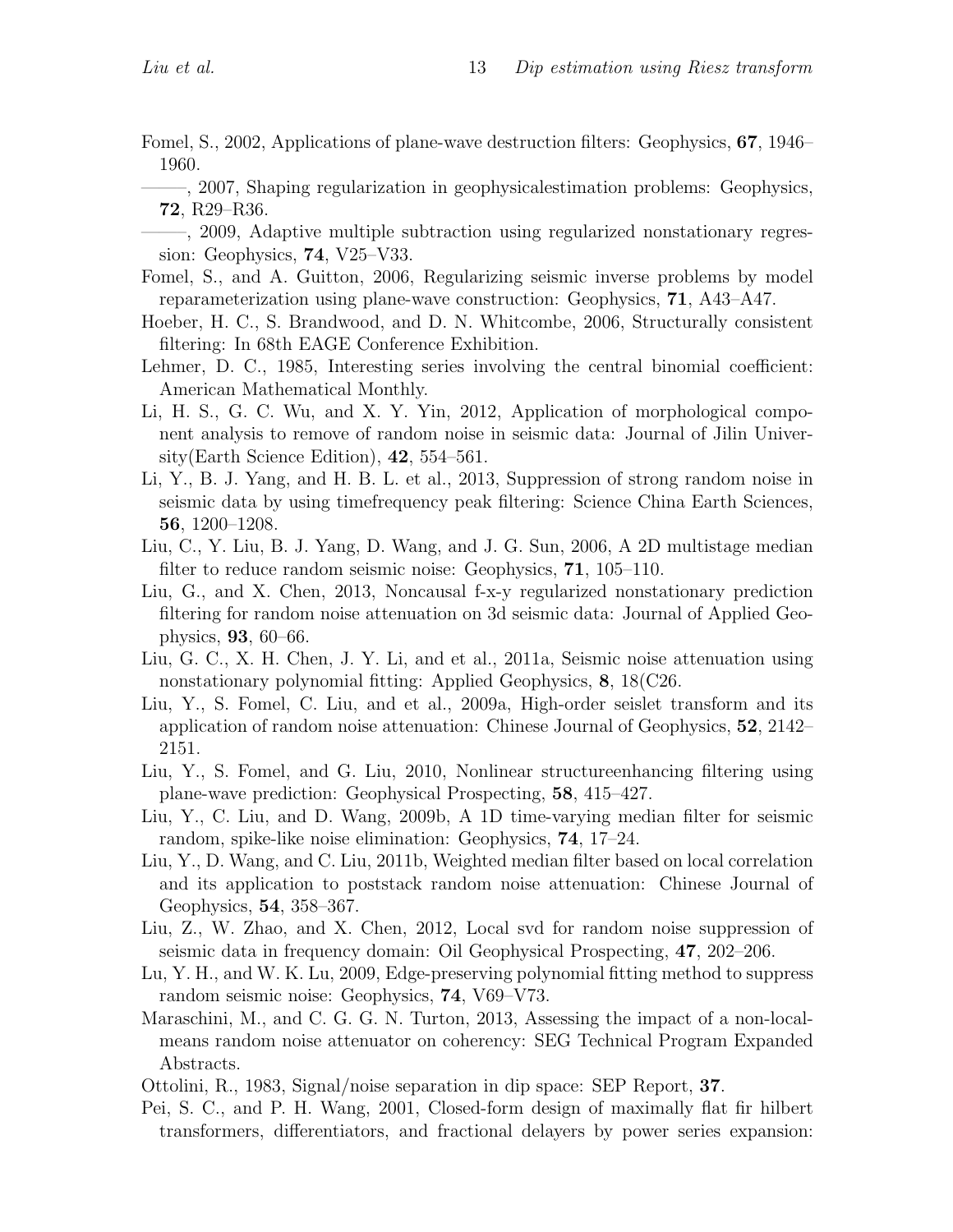Fomel, S., 2002, Applications of plane-wave destruction filters: Geophysics, **67**, 1946–1960.

——–, 2007, Shaping regularization in geophysicalestimation problems: Geophysics, **72**, R29–R36.

——–, 2009, Adaptive multiple subtraction using regularized nonstationary regression: Geophysics, **74**, V25–V33.

Fomel, S., and A. Guitton, 2006, Regularizing seismic inverse problems by model reparameterization using plane-wave construction: Geophysics, **71**, A43–A47.

Hoeber, H. C., S. Brandwood, and D. N. Whitcombe, 2006, Structurally consistent filtering: In 68th EAGE Conference Exhibition.

Lehmer, D. C., 1985, Interesting series involving the central binomial coefficient: American Mathematical Monthly.

Li, H. S., G. C. Wu, and X. Y. Yin, 2012, Application of morphological component analysis to remove of random noise in seismic data: Journal of Jilin University(Earth Science Edition), **42**, 554–561.

Li, Y., B. J. Yang, and H. B. L. et al., 2013, Suppression of strong random noise in seismic data by using timefrequency peak filtering: Science China Earth Sciences, **56**, 1200–1208.

Liu, C., Y. Liu, B. J. Yang, D. Wang, and J. G. Sun, 2006, A 2D multistage median filter to reduce random seismic noise: Geophysics, **71**, 105–110.

Liu, G., and X. Chen, 2013, Noncausal f-x-y regularized nonstationary prediction filtering for random noise attenuation on 3d seismic data: Journal of Applied Geophysics, **93**, 60–66.

Liu, G. C., X. H. Chen, J. Y. Li, and et al., 2011a, Seismic noise attenuation using nonstationary polynomial fitting: Applied Geophysics, **8**, 18(C26.

Liu, Y., S. Fomel, C. Liu, and et al., 2009a, High-order seislet transform and its application of random noise attenuation: Chinese Journal of Geophysics, **52**, 2142–2151.

Liu, Y., S. Fomel, and G. Liu, 2010, Nonlinear structureenhancing filtering using plane-wave prediction: Geophysical Prospecting, **58**, 415–427.

Liu, Y., C. Liu, and D. Wang, 2009b, A 1D time-varying median filter for seismic random, spike-like noise elimination: Geophysics, **74**, 17–24.

Liu, Y., D. Wang, and C. Liu, 2011b, Weighted median filter based on local correlation and its application to poststack random noise attenuation: Chinese Journal of Geophysics, **54**, 358–367.

Liu, Z., W. Zhao, and X. Chen, 2012, Local svd for random noise suppression of seismic data in frequency domain: Oil Geophysical Prospecting, **47**, 202–206.

Lu, Y. H., and W. K. Lu, 2009, Edge-preserving polynomial fitting method to suppress random seismic noise: Geophysics, **74**, V69–V73.

Maraschini, M., and C. G. G. N. Turton, 2013, Assessing the impact of a non-local-means random noise attenuator on coherency: SEG Technical Program Expanded Abstracts.

Ottolini, R., 1983, Signal/noise separation in dip space: SEP Report, **37**.

Pei, S. C., and P. H. Wang, 2001, Closed-form design of maximally flat fir hilbert transformers, differentiators, and fractional delayers by power series expansion: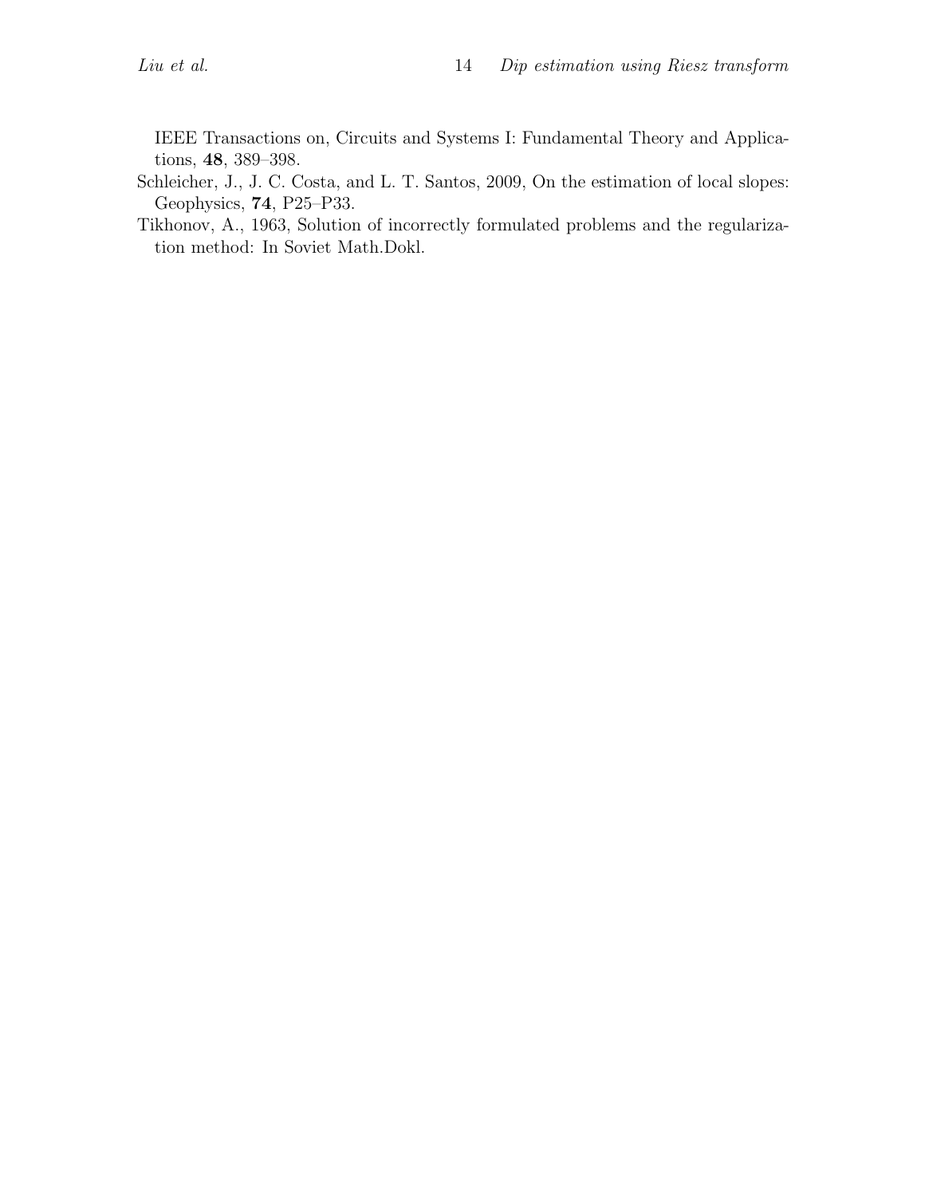IEEE Transactions on, Circuits and Systems I: Fundamental Theory and Applications, **48**, 389–398.

Schleicher, J., J. C. Costa, and L. T. Santos, 2009, On the estimation of local slopes: Geophysics, **74**, P25–P33.

Tikhonov, A., 1963, Solution of incorrectly formulated problems and the regularization method: In Soviet Math.Dokl.